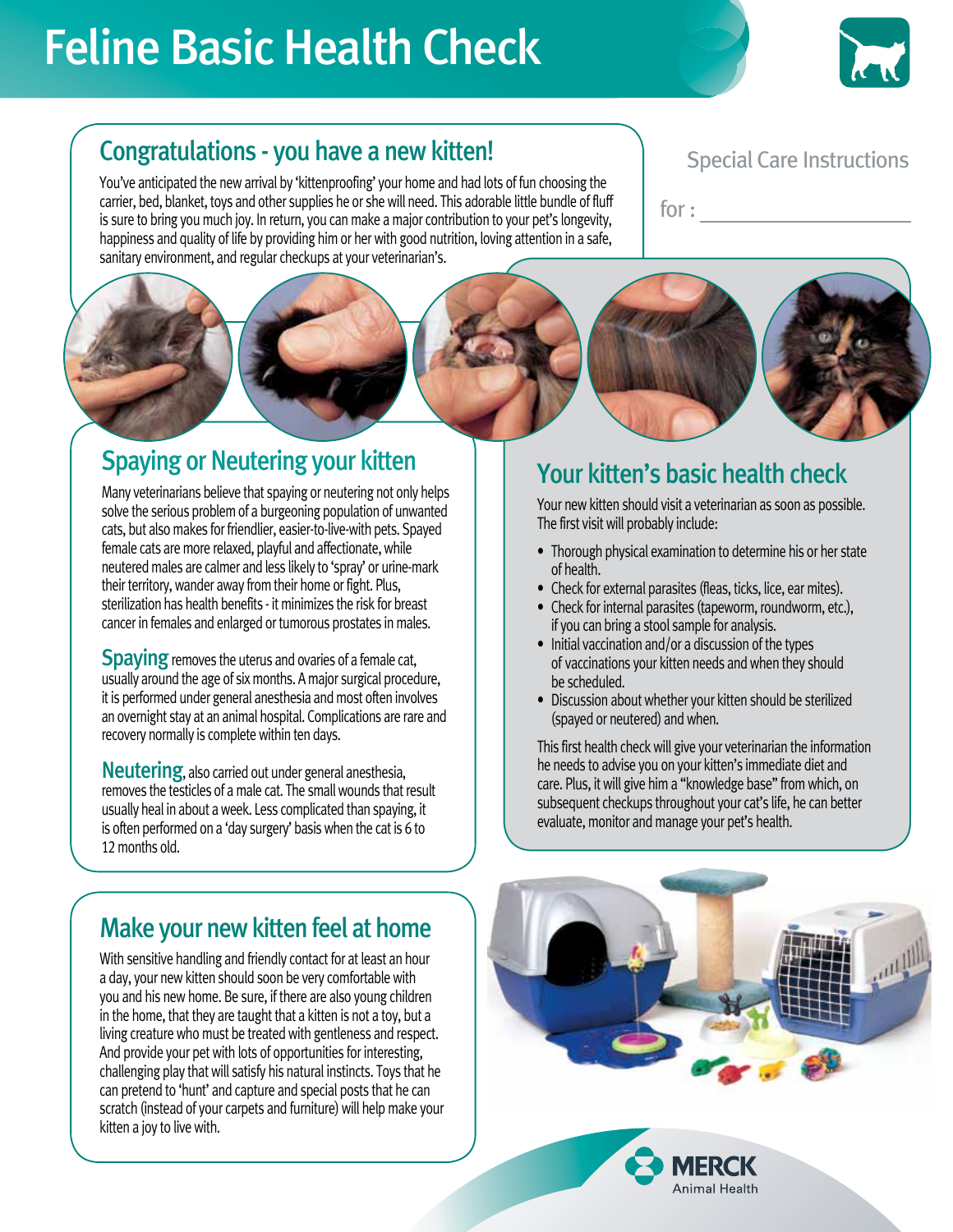# Feline Basic Health Check

Special Care Instructions

for : ____________________

## Congratulations - you have a new kitten!

You've anticipated the new arrival by 'kittenproofing' your home and had lots of fun choosing the carrier, bed, blanket, toys and other supplies he or she will need. This adorable little bundle of fluff is sure to bring you much joy. In return, you can make a major contribution to your pet's longevity, happiness and quality of life by providing him or her with good nutrition, loving attention in a safe, sanitary environment, and regular checkups at your veterinarian's.

## Spaying or Neutering your kitten

Many veterinarians believe that spaying or neutering not only helps solve the serious problem of a burgeoning population of unwanted cats, but also makes for friendlier, easier-to-live-with pets. Spayed female cats are more relaxed, playful and affectionate, while neutered males are calmer and less likely to 'spray' or urine-mark their territory, wander away from their home or fight. Plus, sterilization has health benefits - it minimizes the risk for breast cancer in females and enlarged or tumorous prostates in males.

**Spaying** removes the uterus and ovaries of a female cat, usually around the age of six months. A major surgical procedure, it is performed under general anesthesia and most often involves an overnight stay at an animal hospital. Complications are rare and recovery normally is complete within ten days.

**Neutering**, also carried out under general anesthesia, removes the testicles of a male cat. The small wounds that result usually heal in about a week. Less complicated than spaying, it is often performed on a 'day surgery' basis when the cat is 6 to 12 months old.

## Your kitten's basic health check

Your new kitten should visit a veterinarian as soon as possible. The first visit will probably include:

- Thorough physical examination to determine his or her state of health.
- Check for external parasites (fleas, ticks, lice, ear mites).
- Check for internal parasites (tapeworm, roundworm, etc.), if you can bring a stool sample for analysis.
- Initial vaccination and/or a discussion of the types of vaccinations your kitten needs and when they should be scheduled.
- Discussion about whether your kitten should be sterilized (spayed or neutered) and when.

This first health check will give your veterinarian the information he needs to advise you on your kitten's immediate diet and care. Plus, it will give him a "knowledge base" from which, on subsequent checkups throughout your cat's life, he can better evaluate, monitor and manage your pet's health.

## Make your new kitten feel at home

With sensitive handling and friendly contact for at least an hour a day, your new kitten should soon be very comfortable with you and his new home. Be sure, if there are also young children in the home, that they are taught that a kitten is not a toy, but a living creature who must be treated with gentleness and respect. And provide your pet with lots of opportunities for interesting, challenging play that will satisfy his natural instincts. Toys that he can pretend to 'hunt' and capture and special posts that he can scratch (instead of your carpets and furniture) will help make your kitten a joy to live with.

MERCK Animal Health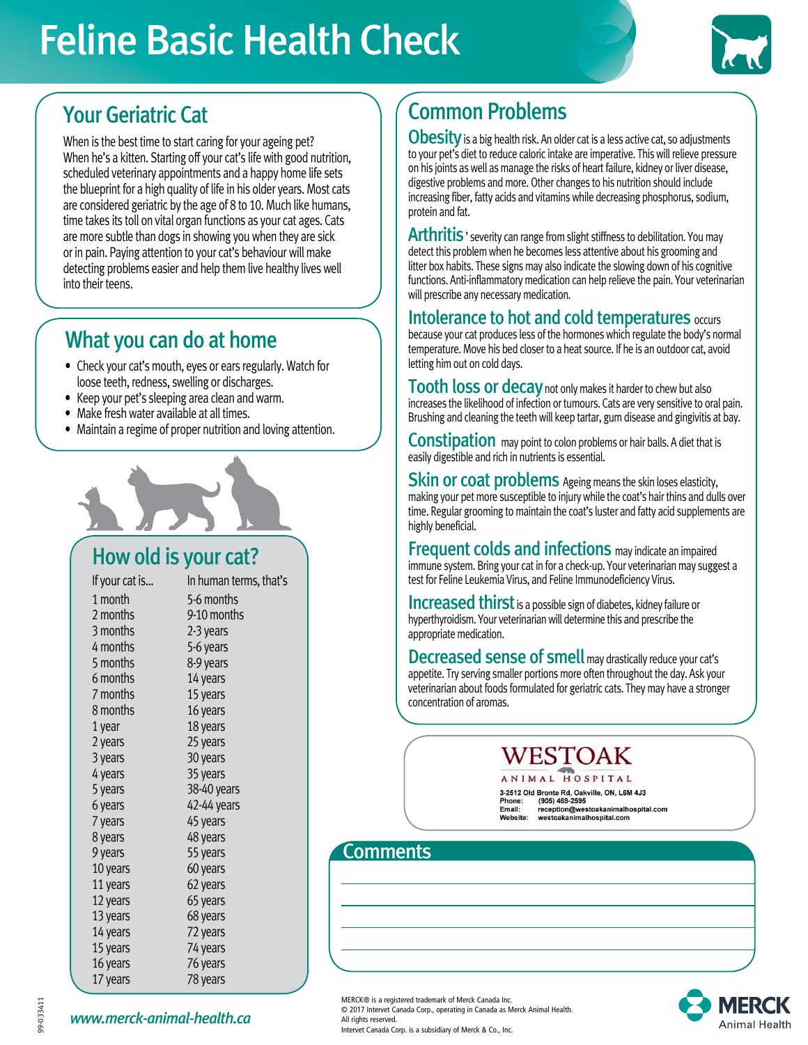# Feline Basic Health Check

## Your Geriatric Cat

When is the best time to start caring for your ageing pet? When he's a kitten. Starting off your cat's life with good nutrition, scheduled veterinary appointments and a happy home life sets the blueprint for a high quality of life in his older years. Most cats are considered geriatric by the age of 8 to 10. Much like humans, time takes its toll on vital organ functions as your cat ages. Cats are more subtle than dogs in showing you when they are sick or in pain. Paying attention to your cat's behaviour will make detecting problems easier and help them live healthy lives well into their teens.

## What you can do at home

- Check your cat's mouth, eyes or ears regularly. Watch for loose teeth, redness, swelling or discharges.
- Keep your pet's sleeping area clean and warm.
- Make fresh water available at all times.
- Maintain a regime of proper nutrition and loving attention.

## How old is your cat?

| If your cat is... | In human terms, that's |
|---|---|
| 1 month | 5-6 months |
| 2 months | 9-10 months |
| 3 months | 2-3 years |
| 4 months | 5-6 years |
| 5 months | 8-9 years |
| 6 months | 14 years |
| 7 months | 15 years |
| 8 months | 16 years |
| 1 year | 18 years |
| 2 years | 25 years |
| 3 years | 30 years |
| 4 years | 35 years |
| 5 years | 38-40 years |
| 6 years | 42-44 years |
| 7 years | 45 years |
| 8 years | 48 years |
| 9 years | 55 years |
| 10 years | 60 years |
| 11 years | 62 years |
| 12 years | 65 years |
| 13 years | 68 years |
| 14 years | 72 years |
| 15 years | 74 years |
| 16 years | 76 years |
| 17 years | 78 years |

## Common Problems

**Obesity** is a big health risk. An older cat is a less active cat, so adjustments to your pet's diet to reduce caloric intake are imperative. This will relieve pressure on his joints as well as manage the risks of heart failure, kidney or liver disease, digestive problems and more. Other changes to his nutrition should include increasing fiber, fatty acids and vitamins while decreasing phosphorus, sodium, protein and fat.

**Arthritis**' severity can range from slight stiffness to debilitation. You may detect this problem when he becomes less attentive about his grooming and litter box habits. These signs may also indicate the slowing down of his cognitive functions. Anti-inflammatory medication can help relieve the pain. Your veterinarian will prescribe any necessary medication.

**Intolerance to hot and cold temperatures** occurs because your cat produces less of the hormones which regulate the body's normal temperature. Move his bed closer to a heat source. If he is an outdoor cat, avoid letting him out on cold days.

**Tooth loss or decay** not only makes it harder to chew but also increases the likelihood of infection or tumours. Cats are very sensitive to oral pain. Brushing and cleaning the teeth will keep tartar, gum disease and gingivitis at bay.

**Constipation** may point to colon problems or hair balls. A diet that is easily digestible and rich in nutrients is essential.

**Skin or coat problems** Ageing means the skin loses elasticity, making your pet more susceptible to injury while the coat's hair thins and dulls over time. Regular grooming to maintain the coat's luster and fatty acid supplements are highly beneficial.

**Frequent colds and infections** may indicate an impaired immune system. Bring your cat in for a check-up. Your veterinarian may suggest a test for Feline Leukemia Virus, and Feline Immunodeficiency Virus.

**Increased thirst** is a possible sign of diabetes, kidney failure or hyperthyroidism. Your veterinarian will determine this and prescribe the appropriate medication.

**Decreased sense of smell** may drastically reduce your cat's appetite. Try serving smaller portions more often throughout the day. Ask your veterinarian about foods formulated for geriatric cats. They may have a stronger concentration of aromas.

**WESTOAK**
ANIMAL HOSPITAL

3-2512 Old Bronte Rd, Oakville, ON, L6M 4J3
Phone: (905) 469-2595
Email: reception@westoakanimalhospital.com
Website: westoakanimalhospital.com

## Comments

www.merck-animal-health.ca

MERCK® is a registered trademark of Merck Canada Inc.
© 2017 Intervet Canada Corp., operating in Canada as Merck Animal Health.
All rights reserved.
Intervet Canada Corp. is a subsidiary of Merck & Co., Inc.

MERCK Animal Health

99-033411